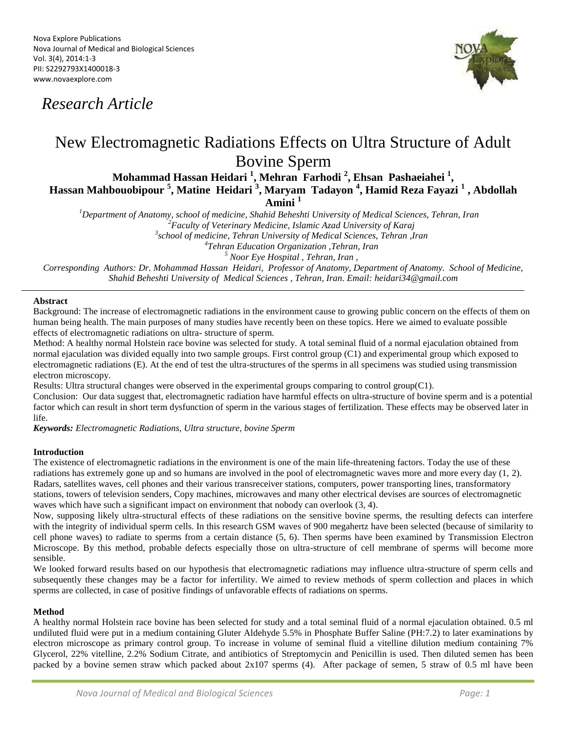*Research Article*

# New Electromagnetic Radiations Effects on Ultra Structure of Adult Bovine Sperm

**Mohammad Hassan Heidari [1], Mehran Farhodi [2], Ehsan Pashaeiahei [1], Hassan Mahbouobipour [5], Matine Heidari [3], Maryam Tadayon [4], Hamid Reza Fayazi [1], Abdollah Amini [1]**

[1] *Department of Anatomy, school of medicine, Shahid Beheshti University of Medical Sciences, Tehran, Iran*
[2] *Faculty of Veterinary Medicine, Islamic Azad University of Karaj*
[3] *school of medicine, Tehran University of Medical Sciences, Tehran ,Iran*
[4] *Tehran Education Organization ,Tehran, Iran*
[5] *Noor Eye Hospital , Tehran, Iran ,*

*Corresponding Authors: Dr. Mohammad Hassan Heidari, Professor of Anatomy, Department of Anatomy. School of Medicine, Shahid Beheshti University of Medical Sciences , Tehran, Iran. Email: heidari34@gmail.com*

**Abstract**

Background: The increase of electromagnetic radiations in the environment cause to growing public concern on the effects of them on human being health. The main purposes of many studies have recently been on these topics. Here we aimed to evaluate possible effects of electromagnetic radiations on ultra- structure of sperm.

Method: A healthy normal Holstein race bovine was selected for study. A total seminal fluid of a normal ejaculation obtained from normal ejaculation was divided equally into two sample groups. First control group (C1) and experimental group which exposed to electromagnetic radiations (E). At the end of test the ultra-structures of the sperms in all specimens was studied using transmission electron microscopy.

Results: Ultra structural changes were observed in the experimental groups comparing to control group(C1).

Conclusion: Our data suggest that, electromagnetic radiation have harmful effects on ultra-structure of bovine sperm and is a potential factor which can result in short term dysfunction of sperm in the various stages of fertilization. These effects may be observed later in life.

***Keywords:*** *Electromagnetic Radiations, Ultra structure, bovine Sperm*

**Introduction**

The existence of electromagnetic radiations in the environment is one of the main life-threatening factors. Today the use of these radiations has extremely gone up and so humans are involved in the pool of electromagnetic waves more and more every day (1, 2). Radars, satellites waves, cell phones and their various transreceiver stations, computers, power transporting lines, transformatory stations, towers of television senders, Copy machines, microwaves and many other electrical devises are sources of electromagnetic waves which have such a significant impact on environment that nobody can overlook (3, 4).

Now, supposing likely ultra-structural effects of these radiations on the sensitive bovine sperms, the resulting defects can interfere with the integrity of individual sperm cells. In this research GSM waves of 900 megahertz have been selected (because of similarity to cell phone waves) to radiate to sperms from a certain distance (5, 6). Then sperms have been examined by Transmission Electron Microscope. By this method, probable defects especially those on ultra-structure of cell membrane of sperms will become more sensible.

We looked forward results based on our hypothesis that electromagnetic radiations may influence ultra-structure of sperm cells and subsequently these changes may be a factor for infertility. We aimed to review methods of sperm collection and places in which sperms are collected, in case of positive findings of unfavorable effects of radiations on sperms.

**Method**

A healthy normal Holstein race bovine has been selected for study and a total seminal fluid of a normal ejaculation obtained. 0.5 ml undiluted fluid were put in a medium containing Gluter Aldehyde 5.5% in Phosphate Buffer Saline (PH:7.2) to later examinations by electron microscope as primary control group. To increase in volume of seminal fluid a vitelline dilution medium containing 7% Glycerol, 22% vitelline, 2.2% Sodium Citrate, and antibiotics of Streptomycin and Penicillin is used. Then diluted semen has been packed by a bovine semen straw which packed about $2x10^7$ sperms (4). After package of semen, 5 straw of 0.5 ml have been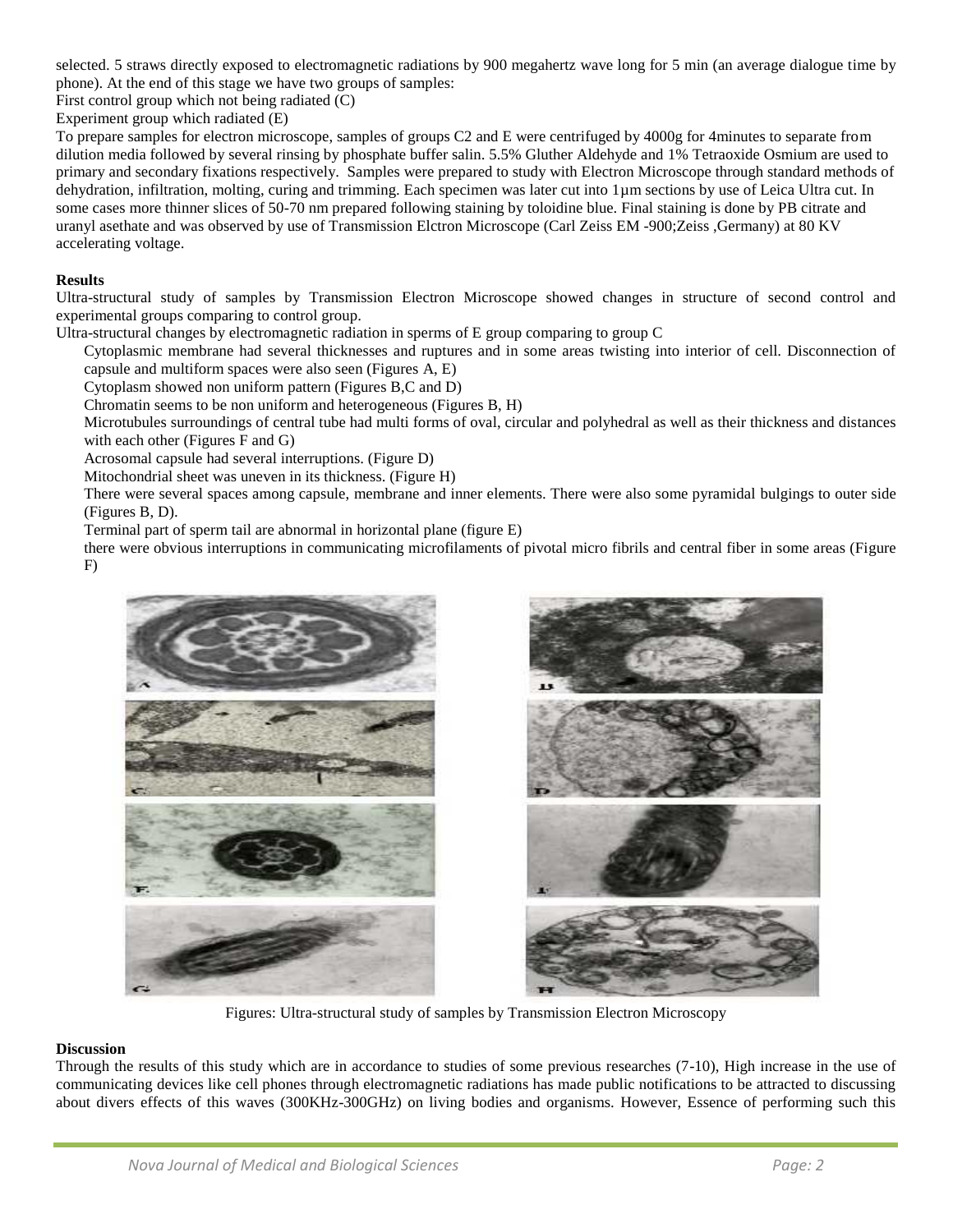selected. 5 straws directly exposed to electromagnetic radiations by 900 megahertz wave long for 5 min (an average dialogue time by phone). At the end of this stage we have two groups of samples:

First control group which not being radiated (C)

Experiment group which radiated (E)

To prepare samples for electron microscope, samples of groups C2 and E were centrifuged by 4000g for 4minutes to separate from dilution media followed by several rinsing by phosphate buffer salin. 5.5% Gluther Aldehyde and 1% Tetraoxide Osmium are used to primary and secondary fixations respectively. Samples were prepared to study with Electron Microscope through standard methods of dehydration, infiltration, molting, curing and trimming. Each specimen was later cut into 1µm sections by use of Leica Ultra cut. In some cases more thinner slices of 50-70 nm prepared following staining by toloidine blue. Final staining is done by PB citrate and uranyl asethate and was observed by use of Transmission Elctron Microscope (Carl Zeiss EM -900;Zeiss ,Germany) at 80 KV accelerating voltage.

**Results**

Ultra-structural study of samples by Transmission Electron Microscope showed changes in structure of second control and experimental groups comparing to control group.

Ultra-structural changes by electromagnetic radiation in sperms of E group comparing to group C

- Cytoplasmic membrane had several thicknesses and ruptures and in some areas twisting into interior of cell. Disconnection of capsule and multiform spaces were also seen (Figures A, E)
- Cytoplasm showed non uniform pattern (Figures B,C and D)
- Chromatin seems to be non uniform and heterogeneous (Figures B, H)
- Microtubules surroundings of central tube had multi forms of oval, circular and polyhedral as well as their thickness and distances with each other (Figures F and G)
- Acrosomal capsule had several interruptions. (Figure D)
- Mitochondrial sheet was uneven in its thickness. (Figure H)
- There were several spaces among capsule, membrane and inner elements. There were also some pyramidal bulgings to outer side (Figures B, D).
- Terminal part of sperm tail are abnormal in horizontal plane (figure E)
- there were obvious interruptions in communicating microfilaments of pivotal micro fibrils and central fiber in some areas (Figure F)

Figures: Ultra-structural study of samples by Transmission Electron Microscopy

**Discussion**

Through the results of this study which are in accordance to studies of some previous researches (7-10), High increase in the use of communicating devices like cell phones through electromagnetic radiations has made public notifications to be attracted to discussing about divers effects of this waves (300KHz-300GHz) on living bodies and organisms. However, Essence of performing such this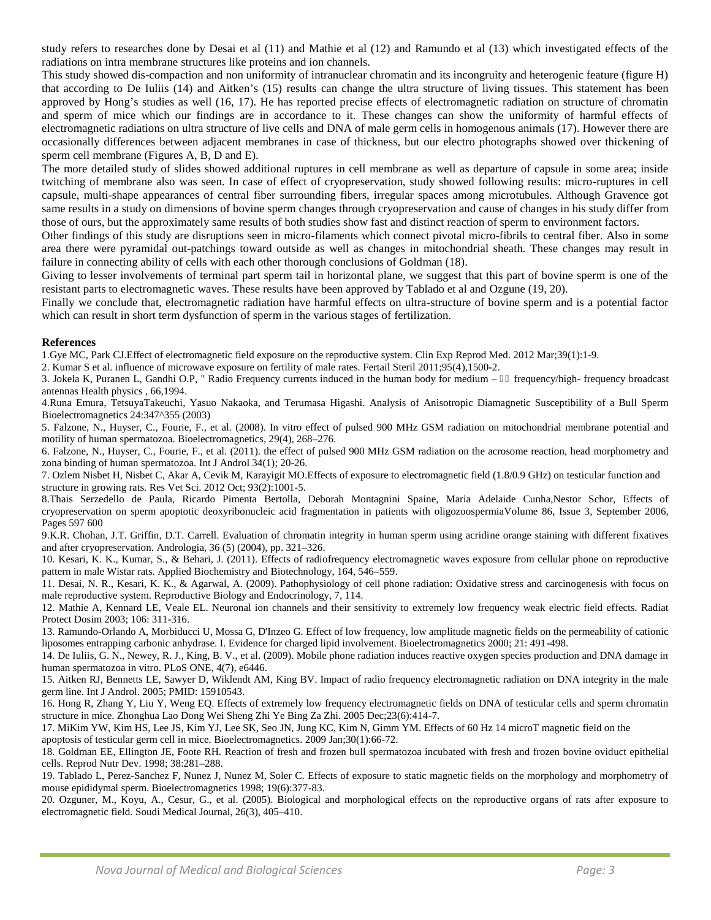study refers to researches done by Desai et al (11) and Mathie et al (12) and Ramundo et al (13) which investigated effects of the radiations on intra membrane structures like proteins and ion channels.

This study showed dis-compaction and non uniformity of intranuclear chromatin and its incongruity and heterogenic feature (figure H) that according to De Iuliis (14) and Aitken's (15) results can change the ultra structure of living tissues. This statement has been approved by Hong's studies as well (16, 17). He has reported precise effects of electromagnetic radiation on structure of chromatin and sperm of mice which our findings are in accordance to it. These changes can show the uniformity of harmful effects of electromagnetic radiations on ultra structure of live cells and DNA of male germ cells in homogenous animals (17). However there are occasionally differences between adjacent membranes in case of thickness, but our electro photographs showed over thickening of sperm cell membrane (Figures A, B, D and E).

The more detailed study of slides showed additional ruptures in cell membrane as well as departure of capsule in some area; inside twitching of membrane also was seen. In case of effect of cryopreservation, study showed following results: micro-ruptures in cell capsule, multi-shape appearances of central fiber surrounding fibers, irregular spaces among microtubules. Although Gravence got same results in a study on dimensions of bovine sperm changes through cryopreservation and cause of changes in his study differ from those of ours, but the approximately same results of both studies show fast and distinct reaction of sperm to environment factors.

Other findings of this study are disruptions seen in micro-filaments which connect pivotal micro-fibrils to central fiber. Also in some area there were pyramidal out-patchings toward outside as well as changes in mitochondrial sheath. These changes may result in failure in connecting ability of cells with each other thorough conclusions of Goldman (18).

Giving to lesser involvements of terminal part sperm tail in horizontal plane, we suggest that this part of bovine sperm is one of the resistant parts to electromagnetic waves. These results have been approved by Tablado et al and Ozgune (19, 20).

Finally we conclude that, electromagnetic radiation have harmful effects on ultra-structure of bovine sperm and is a potential factor which can result in short term dysfunction of sperm in the various stages of fertilization.

## References

1.Gye MC, Park CJ.Effect of electromagnetic field exposure on the reproductive system. Clin Exp Reprod Med. 2012 Mar;39(1):1-9.

2. Kumar S et al. influence of microwave exposure on fertility of male rates. Fertail Steril 2011;95(4),1500-2.

3. Jokela K, Puranen L, Gandhi O.P, " Radio Frequency currents induced in the human body for medium – frequency/high- frequency broadcast antennas Health physics , 66,1994.

4.Runa Emura, TetsuyaTakeuchi, Yasuo Nakaoka, and Terumasa Higashi. Analysis of Anisotropic Diamagnetic Susceptibility of a Bull Sperm Bioelectromagnetics 24:347^355 (2003)

5. Falzone, N., Huyser, C., Fourie, F., et al. (2008). In vitro effect of pulsed 900 MHz GSM radiation on mitochondrial membrane potential and motility of human spermatozoa. Bioelectromagnetics, 29(4), 268–276.

6. Falzone, N., Huyser, C., Fourie, F., et al. (2011). the effect of pulsed 900 MHz GSM radiation on the acrosome reaction, head morphometry and zona binding of human spermatozoa. Int J Androl 34(1); 20-26.

7. Ozlem Nisbet H, Nisbet C, Akar A, Cevik M, Karayigit MO.Effects of exposure to electromagnetic field (1.8/0.9 GHz) on testicular function and structure in growing rats. Res Vet Sci. 2012 Oct; 93(2):1001-5.

8.Thais Serzedello de Paula, Ricardo Pimenta Bertolla, Deborah Montagnini Spaine, Maria Adelaide Cunha,Nestor Schor, Effects of cryopreservation on sperm apoptotic deoxyribonucleic acid fragmentation in patients with oligozoospermiaVolume 86, Issue 3, September 2006, Pages 597 600

9.K.R. Chohan, J.T. Griffin, D.T. Carrell. Evaluation of chromatin integrity in human sperm using acridine orange staining with different fixatives and after cryopreservation. Andrologia, 36 (5) (2004), pp. 321–326.

10. Kesari, K. K., Kumar, S., & Behari, J. (2011). Effects of radiofrequency electromagnetic waves exposure from cellular phone on reproductive pattern in male Wistar rats. Applied Biochemistry and Biotechnology, 164, 546–559.

11. Desai, N. R., Kesari, K. K., & Agarwal, A. (2009). Pathophysiology of cell phone radiation: Oxidative stress and carcinogenesis with focus on male reproductive system. Reproductive Biology and Endocrinology, 7, 114.

12. Mathie A, Kennard LE, Veale EL. Neuronal ion channels and their sensitivity to extremely low frequency weak electric field effects. Radiat Protect Dosim 2003; 106: 311-316.

13. Ramundo-Orlando A, Morbiducci U, Mossa G, D'Inzeo G. Effect of low frequency, low amplitude magnetic fields on the permeability of cationic liposomes entrapping carbonic anhydrase. I. Evidence for charged lipid involvement. Bioelectromagnetics 2000; 21: 491-498.

14. De Iuliis, G. N., Newey, R. J., King, B. V., et al. (2009). Mobile phone radiation induces reactive oxygen species production and DNA damage in human spermatozoa in vitro. PLoS ONE, 4(7), e6446.

15. Aitken RJ, Bennetts LE, Sawyer D, Wiklendt AM, King BV. Impact of radio frequency electromagnetic radiation on DNA integrity in the male germ line. Int J Androl. 2005; PMID: 15910543.

16. Hong R, Zhang Y, Liu Y, Weng EQ. Effects of extremely low frequency electromagnetic fields on DNA of testicular cells and sperm chromatin structure in mice. Zhonghua Lao Dong Wei Sheng Zhi Ye Bing Za Zhi. 2005 Dec;23(6):414-7.

17. MiKim YW, Kim HS, Lee JS, Kim YJ, Lee SK, Seo JN, Jung KC, Kim N, Gimm YM. Effects of 60 Hz 14 microT magnetic field on the apoptosis of testicular germ cell in mice. Bioelectromagnetics. 2009 Jan;30(1):66-72.

18. Goldman EE, Ellington JE, Foote RH. Reaction of fresh and frozen bull spermatozoa incubated with fresh and frozen bovine oviduct epithelial cells. Reprod Nutr Dev. 1998; 38:281–288.

19. Tablado L, Perez-Sanchez F, Nunez J, Nunez M, Soler C. Effects of exposure to static magnetic fields on the morphology and morphometry of mouse epididymal sperm. Bioelectromagnetics 1998; 19(6):377-83.

20. Ozguner, M., Koyu, A., Cesur, G., et al. (2005). Biological and morphological effects on the reproductive organs of rats after exposure to electromagnetic field. Soudi Medical Journal, 26(3), 405–410.